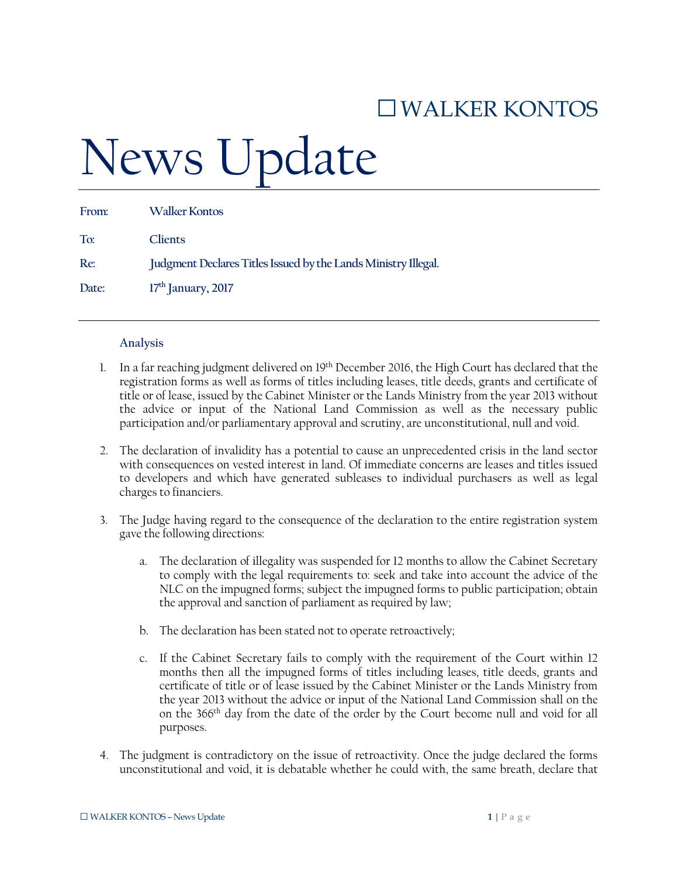☐ WALKER KONTOS

# News Update

**From:** **Walker Kontos**

**To:** **Clients**

**Re:** **Judgment Declares Titles Issued by the Lands Ministry Illegal.**

**Date:** **17th January, 2017**

---

### Analysis

1. In a far reaching judgment delivered on 19th December 2016, the High Court has declared that the registration forms as well as forms of titles including leases, title deeds, grants and certificate of title or of lease, issued by the Cabinet Minister or the Lands Ministry from the year 2013 without the advice or input of the National Land Commission as well as the necessary public participation and/or parliamentary approval and scrutiny, are unconstitutional, null and void.

2. The declaration of invalidity has a potential to cause an unprecedented crisis in the land sector with consequences on vested interest in land. Of immediate concerns are leases and titles issued to developers and which have generated subleases to individual purchasers as well as legal charges to financiers.

3. The Judge having regard to the consequence of the declaration to the entire registration system gave the following directions:

    a. The declaration of illegality was suspended for 12 months to allow the Cabinet Secretary to comply with the legal requirements to: seek and take into account the advice of the NLC on the impugned forms; subject the impugned forms to public participation; obtain the approval and sanction of parliament as required by law;

    b. The declaration has been stated not to operate retroactively;

    c. If the Cabinet Secretary fails to comply with the requirement of the Court within 12 months then all the impugned forms of titles including leases, title deeds, grants and certificate of title or of lease issued by the Cabinet Minister or the Lands Ministry from the year 2013 without the advice or input of the National Land Commission shall on the on the 366th day from the date of the order by the Court become null and void for all purposes.

4. The judgment is contradictory on the issue of retroactivity. Once the judge declared the forms unconstitutional and void, it is debatable whether he could with, the same breath, declare that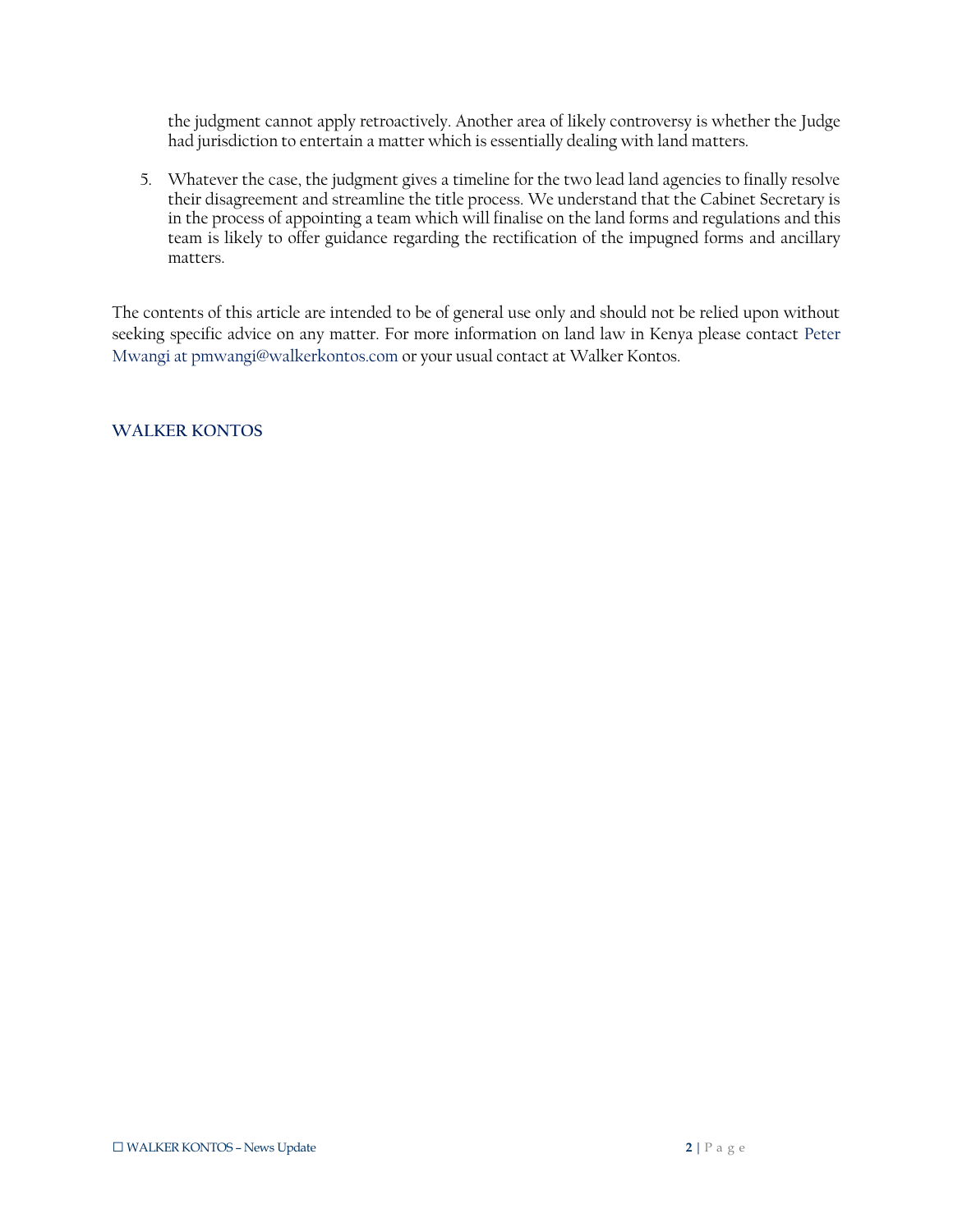the judgment cannot apply retroactively. Another area of likely controversy is whether the Judge had jurisdiction to entertain a matter which is essentially dealing with land matters.

5. Whatever the case, the judgment gives a timeline for the two lead land agencies to finally resolve their disagreement and streamline the title process. We understand that the Cabinet Secretary is in the process of appointing a team which will finalise on the land forms and regulations and this team is likely to offer guidance regarding the rectification of the impugned forms and ancillary matters.

The contents of this article are intended to be of general use only and should not be relied upon without seeking specific advice on any matter. For more information on land law in Kenya please contact Peter Mwangi at pmwangi@walkerkontos.com or your usual contact at Walker Kontos.

**WALKER KONTOS**